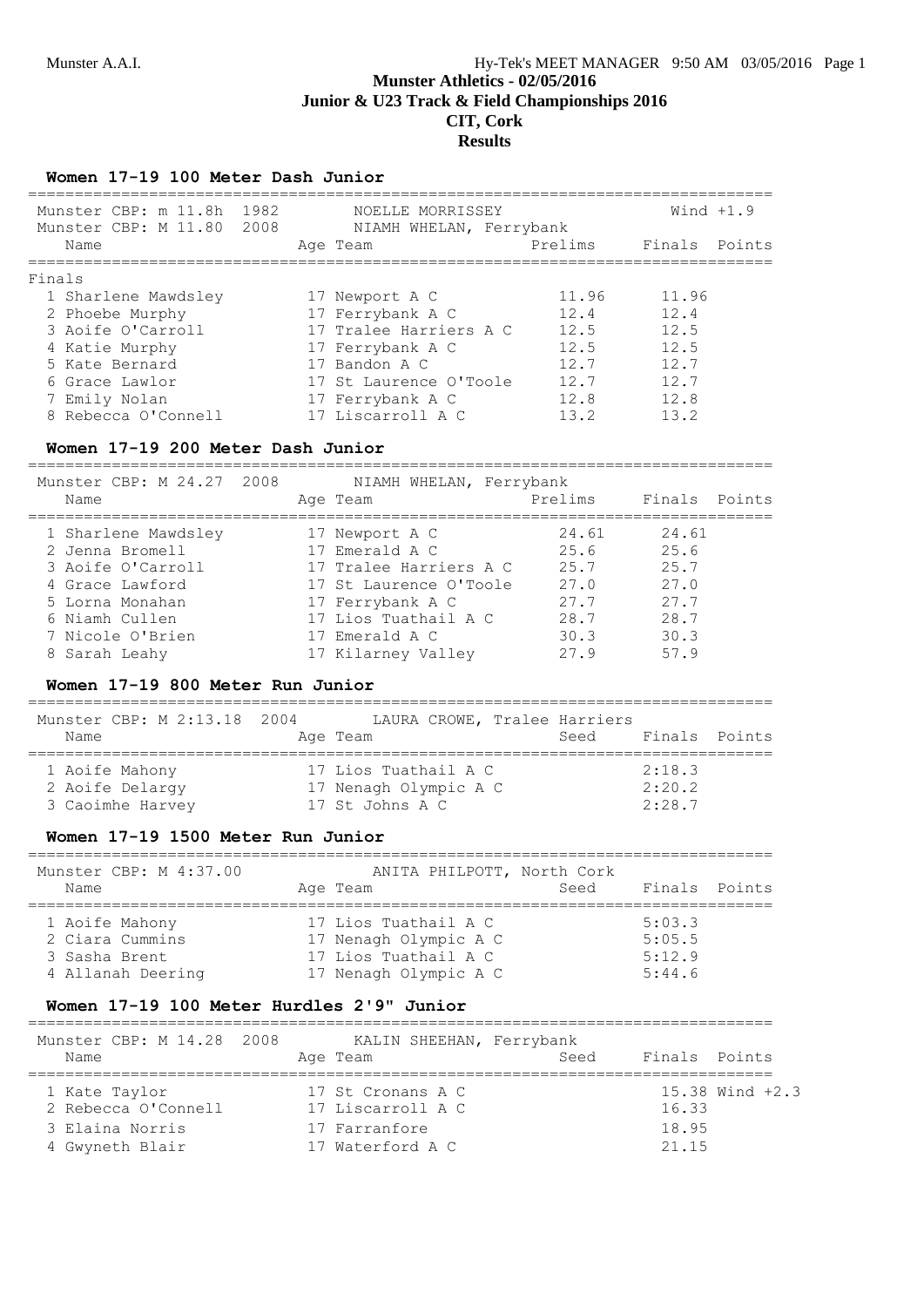# Munster Athletics - 02/05/2016
## Junior & U23 Track & Field Championships 2016
## CIT, Cork
## Results

### Women 17-19 100 Meter Dash Junior

Munster CBP: m 11.8h 1982 NOELLE MORRISSEY — Wind +1.9
Munster CBP: M 11.80 2008 NIAMH WHELAN, Ferrybank

**Finals**

| Place | Name | Age | Team | Prelims | Finals | Points |
|---|---|---|---|---|---|---|
| 1 | Sharlene Mawdsley | 17 | Newport A C | 11.96 | 11.96 | |
| 2 | Phoebe Murphy | 17 | Ferrybank A C | 12.4 | 12.4 | |
| 3 | Aoife O'Carroll | 17 | Tralee Harriers A C | 12.5 | 12.5 | |
| 4 | Katie Murphy | 17 | Ferrybank A C | 12.5 | 12.5 | |
| 5 | Kate Bernard | 17 | Bandon A C | 12.7 | 12.7 | |
| 6 | Grace Lawlor | 17 | St Laurence O'Toole | 12.7 | 12.7 | |
| 7 | Emily Nolan | 17 | Ferrybank A C | 12.8 | 12.8 | |
| 8 | Rebecca O'Connell | 17 | Liscarroll A C | 13.2 | 13.2 | |

### Women 17-19 200 Meter Dash Junior

Munster CBP: M 24.27 2008 NIAMH WHELAN, Ferrybank

| Place | Name | Age | Team | Prelims | Finals | Points |
|---|---|---|---|---|---|---|
| 1 | Sharlene Mawdsley | 17 | Newport A C | 24.61 | 24.61 | |
| 2 | Jenna Bromell | 17 | Emerald A C | 25.6 | 25.6 | |
| 3 | Aoife O'Carroll | 17 | Tralee Harriers A C | 25.7 | 25.7 | |
| 4 | Grace Lawford | 17 | St Laurence O'Toole | 27.0 | 27.0 | |
| 5 | Lorna Monahan | 17 | Ferrybank A C | 27.7 | 27.7 | |
| 6 | Niamh Cullen | 17 | Lios Tuathail A C | 28.7 | 28.7 | |
| 7 | Nicole O'Brien | 17 | Emerald A C | 30.3 | 30.3 | |
| 8 | Sarah Leahy | 17 | Kilarney Valley | 27.9 | 57.9 | |

### Women 17-19 800 Meter Run Junior

Munster CBP: M 2:13.18 2004 LAURA CROWE, Tralee Harriers

| Place | Name | Age | Team | Seed | Finals | Points |
|---|---|---|---|---|---|---|
| 1 | Aoife Mahony | 17 | Lios Tuathail A C | | 2:18.3 | |
| 2 | Aoife Delargy | 17 | Nenagh Olympic A C | | 2:20.2 | |
| 3 | Caoimhe Harvey | 17 | St Johns A C | | 2:28.7 | |

### Women 17-19 1500 Meter Run Junior

Munster CBP: M 4:37.00 ANITA PHILPOTT, North Cork

| Place | Name | Age | Team | Seed | Finals | Points |
|---|---|---|---|---|---|---|
| 1 | Aoife Mahony | 17 | Lios Tuathail A C | | 5:03.3 | |
| 2 | Ciara Cummins | 17 | Nenagh Olympic A C | | 5:05.5 | |
| 3 | Sasha Brent | 17 | Lios Tuathail A C | | 5:12.9 | |
| 4 | Allanah Deering | 17 | Nenagh Olympic A C | | 5:44.6 | |

### Women 17-19 100 Meter Hurdles 2'9" Junior

Munster CBP: M 14.28 2008 KALIN SHEEHAN, Ferrybank

| Place | Name | Age | Team | Seed | Finals | Points |
|---|---|---|---|---|---|---|
| 1 | Kate Taylor | 17 | St Cronans A C | | 15.38 Wind +2.3 | |
| 2 | Rebecca O'Connell | 17 | Liscarroll A C | | 16.33 | |
| 3 | Elaina Norris | 17 | Farranfore | | 18.95 | |
| 4 | Gwyneth Blair | 17 | Waterford A C | | 21.15 | |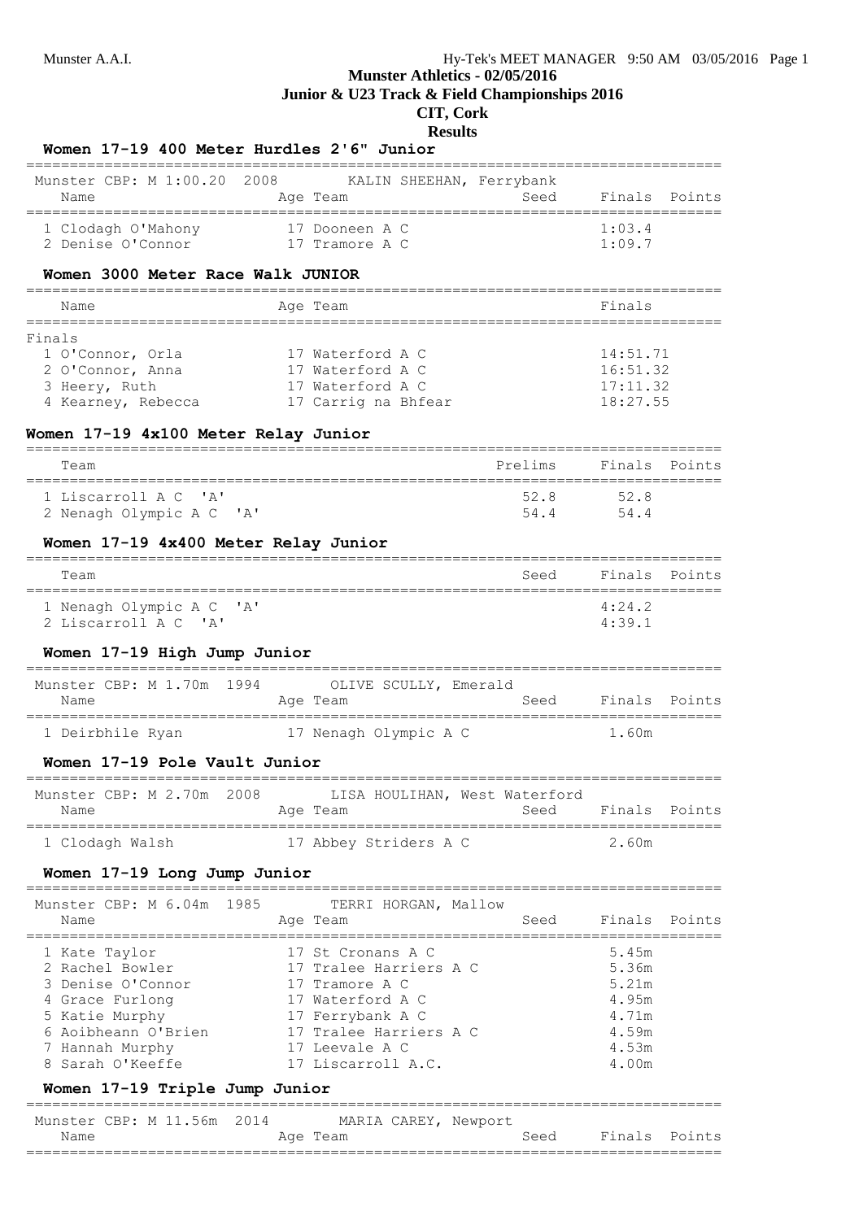# Munster Athletics - 02/05/2016
## Junior & U23 Track & Field Championships 2016
## CIT, Cork
## Results

### Women 17-19 400 Meter Hurdles 2'6" Junior

Munster CBP: M 1:00.20 2008 KALIN SHEEHAN, Ferrybank

| Name | Age | Team | Seed | Finals | Points |
|---|---|---|---|---|---|
| 1 Clodagh O'Mahony | 17 | Dooneen A C | | 1:03.4 | |
| 2 Denise O'Connor | 17 | Tramore A C | | 1:09.7 | |

### Women 3000 Meter Race Walk JUNIOR

| Name | Age | Team | Finals |
|---|---|---|---|
| **Finals** | | | |
| 1 O'Connor, Orla | 17 | Waterford A C | 14:51.71 |
| 2 O'Connor, Anna | 17 | Waterford A C | 16:51.32 |
| 3 Heery, Ruth | 17 | Waterford A C | 17:11.32 |
| 4 Kearney, Rebecca | 17 | Carrig na Bhfear | 18:27.55 |

### Women 17-19 4x100 Meter Relay Junior

| Team | Prelims | Finals | Points |
|---|---|---|---|
| 1 Liscarroll A C 'A' | 52.8 | 52.8 | |
| 2 Nenagh Olympic A C 'A' | 54.4 | 54.4 | |

### Women 17-19 4x400 Meter Relay Junior

| Team | Seed | Finals | Points |
|---|---|---|---|
| 1 Nenagh Olympic A C 'A' | | 4:24.2 | |
| 2 Liscarroll A C 'A' | | 4:39.1 | |

### Women 17-19 High Jump Junior

Munster CBP: M 1.70m 1994 OLIVE SCULLY, Emerald

| Name | Age | Team | Seed | Finals | Points |
|---|---|---|---|---|---|
| 1 Deirbhile Ryan | 17 | Nenagh Olympic A C | | 1.60m | |

### Women 17-19 Pole Vault Junior

Munster CBP: M 2.70m 2008 LISA HOULIHAN, West Waterford

| Name | Age | Team | Seed | Finals | Points |
|---|---|---|---|---|---|
| 1 Clodagh Walsh | 17 | Abbey Striders A C | | 2.60m | |

### Women 17-19 Long Jump Junior

Munster CBP: M 6.04m 1985 TERRI HORGAN, Mallow

| Name | Age | Team | Seed | Finals | Points |
|---|---|---|---|---|---|
| 1 Kate Taylor | 17 | St Cronans A C | | 5.45m | |
| 2 Rachel Bowler | 17 | Tralee Harriers A C | | 5.36m | |
| 3 Denise O'Connor | 17 | Tramore A C | | 5.21m | |
| 4 Grace Furlong | 17 | Waterford A C | | 4.95m | |
| 5 Katie Murphy | 17 | Ferrybank A C | | 4.71m | |
| 6 Aoibheann O'Brien | 17 | Tralee Harriers A C | | 4.59m | |
| 7 Hannah Murphy | 17 | Leevale A C | | 4.53m | |
| 8 Sarah O'Keeffe | 17 | Liscarroll A.C. | | 4.00m | |

### Women 17-19 Triple Jump Junior

Munster CBP: M 11.56m 2014 MARIA CAREY, Newport

| Name | Age | Team | Seed | Finals | Points |
|---|---|---|---|---|---|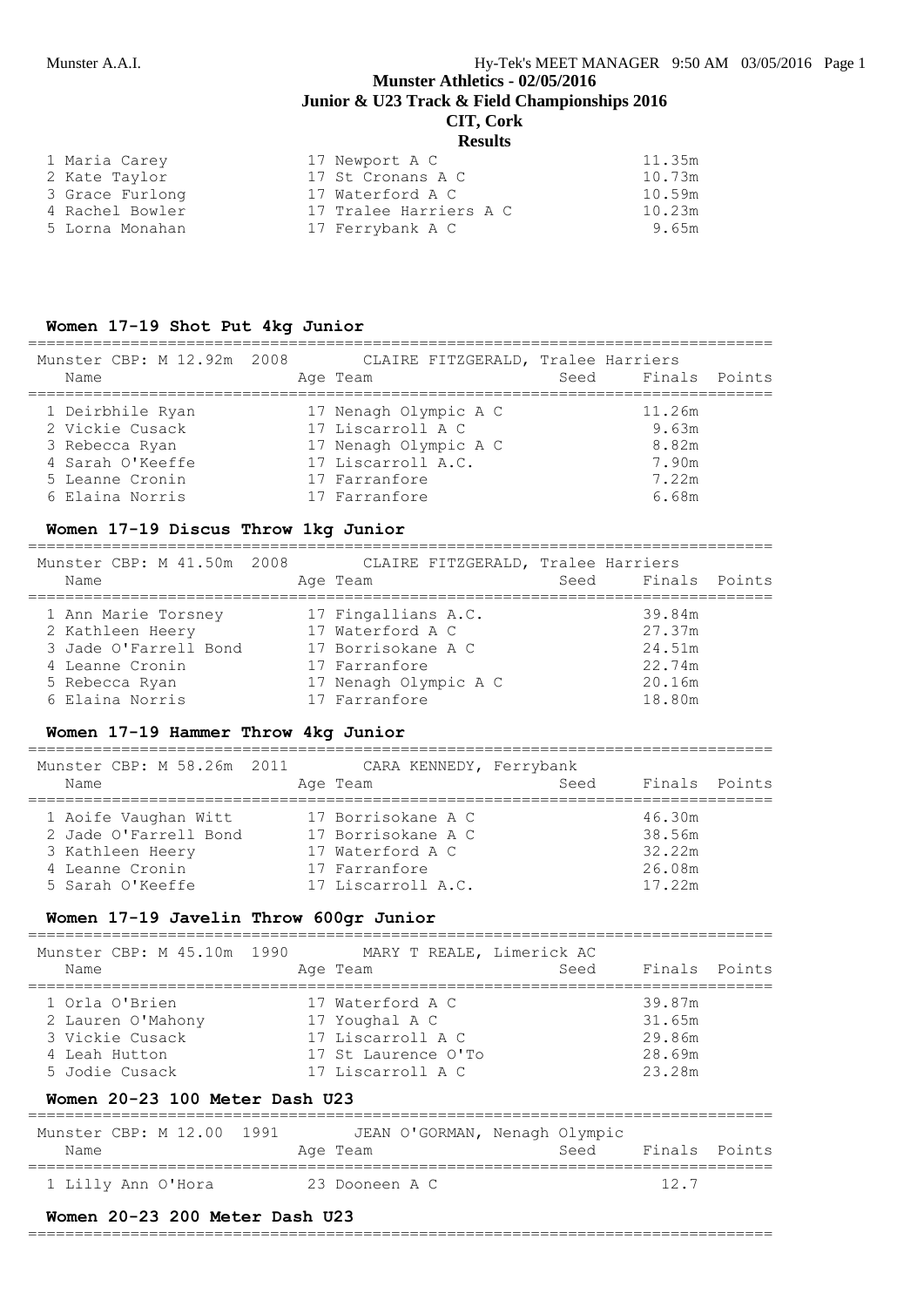# Munster Athletics - 02/05/2016
## Junior & U23 Track & Field Championships 2016
### CIT, Cork
### Results

| Name | Age Team | Finals |
|---|---|---|
| 1 Maria Carey | 17 Newport A C | 11.35m |
| 2 Kate Taylor | 17 St Cronans A C | 10.73m |
| 3 Grace Furlong | 17 Waterford A C | 10.59m |
| 4 Rachel Bowler | 17 Tralee Harriers A C | 10.23m |
| 5 Lorna Monahan | 17 Ferrybank A C | 9.65m |

### Women 17-19 Shot Put 4kg Junior

Munster CBP: M 12.92m 2008 CLAIRE FITZGERALD, Tralee Harriers

| Name | Age Team | Seed | Finals | Points |
|---|---|---|---|---|
| 1 Deirbhile Ryan | 17 Nenagh Olympic A C | | 11.26m | |
| 2 Vickie Cusack | 17 Liscarroll A C | | 9.63m | |
| 3 Rebecca Ryan | 17 Nenagh Olympic A C | | 8.82m | |
| 4 Sarah O'Keeffe | 17 Liscarroll A.C. | | 7.90m | |
| 5 Leanne Cronin | 17 Farranfore | | 7.22m | |
| 6 Elaina Norris | 17 Farranfore | | 6.68m | |

### Women 17-19 Discus Throw 1kg Junior

Munster CBP: M 41.50m 2008 CLAIRE FITZGERALD, Tralee Harriers

| Name | Age Team | Seed | Finals | Points |
|---|---|---|---|---|
| 1 Ann Marie Torsney | 17 Fingallians A.C. | | 39.84m | |
| 2 Kathleen Heery | 17 Waterford A C | | 27.37m | |
| 3 Jade O'Farrell Bond | 17 Borrisokane A C | | 24.51m | |
| 4 Leanne Cronin | 17 Farranfore | | 22.74m | |
| 5 Rebecca Ryan | 17 Nenagh Olympic A C | | 20.16m | |
| 6 Elaina Norris | 17 Farranfore | | 18.80m | |

### Women 17-19 Hammer Throw 4kg Junior

Munster CBP: M 58.26m 2011 CARA KENNEDY, Ferrybank

| Name | Age Team | Seed | Finals | Points |
|---|---|---|---|---|
| 1 Aoife Vaughan Witt | 17 Borrisokane A C | | 46.30m | |
| 2 Jade O'Farrell Bond | 17 Borrisokane A C | | 38.56m | |
| 3 Kathleen Heery | 17 Waterford A C | | 32.22m | |
| 4 Leanne Cronin | 17 Farranfore | | 26.08m | |
| 5 Sarah O'Keeffe | 17 Liscarroll A.C. | | 17.22m | |

### Women 17-19 Javelin Throw 600gr Junior

Munster CBP: M 45.10m 1990 MARY T REALE, Limerick AC

| Name | Age Team | Seed | Finals | Points |
|---|---|---|---|---|
| 1 Orla O'Brien | 17 Waterford A C | | 39.87m | |
| 2 Lauren O'Mahony | 17 Youghal A C | | 31.65m | |
| 3 Vickie Cusack | 17 Liscarroll A C | | 29.86m | |
| 4 Leah Hutton | 17 St Laurence O'To | | 28.69m | |
| 5 Jodie Cusack | 17 Liscarroll A C | | 23.28m | |

### Women 20-23 100 Meter Dash U23

Munster CBP: M 12.00 1991 JEAN O'GORMAN, Nenagh Olympic

| Name | Age Team | Seed | Finals | Points |
|---|---|---|---|---|
| 1 Lilly Ann O'Hora | 23 Dooneen A C | | 12.7 | |

### Women 20-23 200 Meter Dash U23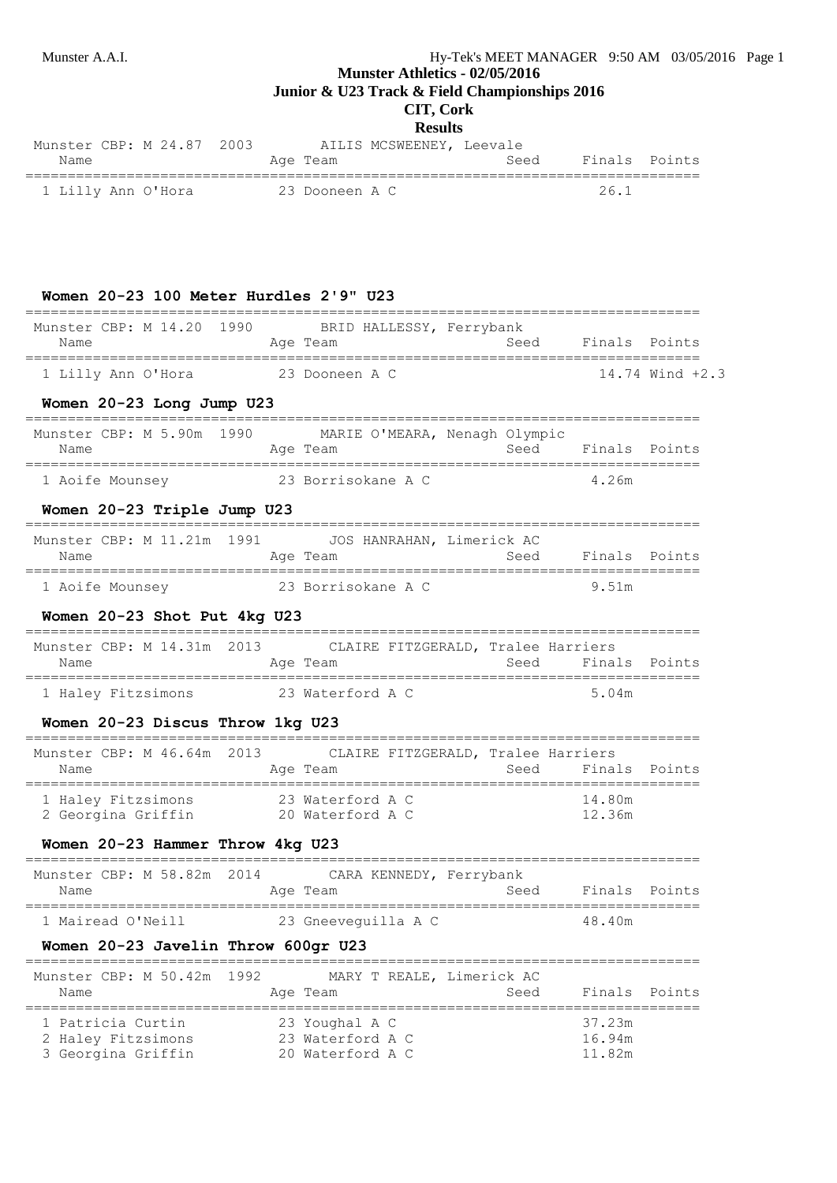| Munster CBP: M 24.87 2003 | AILIS MCSWEENEY, Leevale | | | |
|---|---|---|---|---|
| Name | Age Team | Seed | Finals | Points |
| 1 Lilly Ann O'Hora | 23 Dooneen A C | | 26.1 | |

### Women 20-23 100 Meter Hurdles 2'9" U23

| Munster CBP: M 14.20 1990 | BRID HALLESSY, Ferrybank | | | |
|---|---|---|---|---|
| Name | Age Team | Seed | Finals | Points |
| 1 Lilly Ann O'Hora | 23 Dooneen A C | | 14.74 | Wind +2.3 |

### Women 20-23 Long Jump U23

| Munster CBP: M 5.90m 1990 | MARIE O'MEARA, Nenagh Olympic | | | |
|---|---|---|---|---|
| Name | Age Team | Seed | Finals | Points |
| 1 Aoife Mounsey | 23 Borrisokane A C | | 4.26m | |

### Women 20-23 Triple Jump U23

| Munster CBP: M 11.21m 1991 | JOS HANRAHAN, Limerick AC | | | |
|---|---|---|---|---|
| Name | Age Team | Seed | Finals | Points |
| 1 Aoife Mounsey | 23 Borrisokane A C | | 9.51m | |

### Women 20-23 Shot Put 4kg U23

| Munster CBP: M 14.31m 2013 | CLAIRE FITZGERALD, Tralee Harriers | | | |
|---|---|---|---|---|
| Name | Age Team | Seed | Finals | Points |
| 1 Haley Fitzsimons | 23 Waterford A C | | 5.04m | |

### Women 20-23 Discus Throw 1kg U23

| Munster CBP: M 46.64m 2013 | CLAIRE FITZGERALD, Tralee Harriers | | | |
|---|---|---|---|---|
| Name | Age Team | Seed | Finals | Points |
| 1 Haley Fitzsimons | 23 Waterford A C | | 14.80m | |
| 2 Georgina Griffin | 20 Waterford A C | | 12.36m | |

### Women 20-23 Hammer Throw 4kg U23

| Munster CBP: M 58.82m 2014 | CARA KENNEDY, Ferrybank | | | |
|---|---|---|---|---|
| Name | Age Team | Seed | Finals | Points |
| 1 Mairead O'Neill | 23 Gneeveguilla A C | | 48.40m | |

### Women 20-23 Javelin Throw 600gr U23

| Munster CBP: M 50.42m 1992 | MARY T REALE, Limerick AC | | | |
|---|---|---|---|---|
| Name | Age Team | Seed | Finals | Points |
| 1 Patricia Curtin | 23 Youghal A C | | 37.23m | |
| 2 Haley Fitzsimons | 23 Waterford A C | | 16.94m | |
| 3 Georgina Griffin | 20 Waterford A C | | 11.82m | |